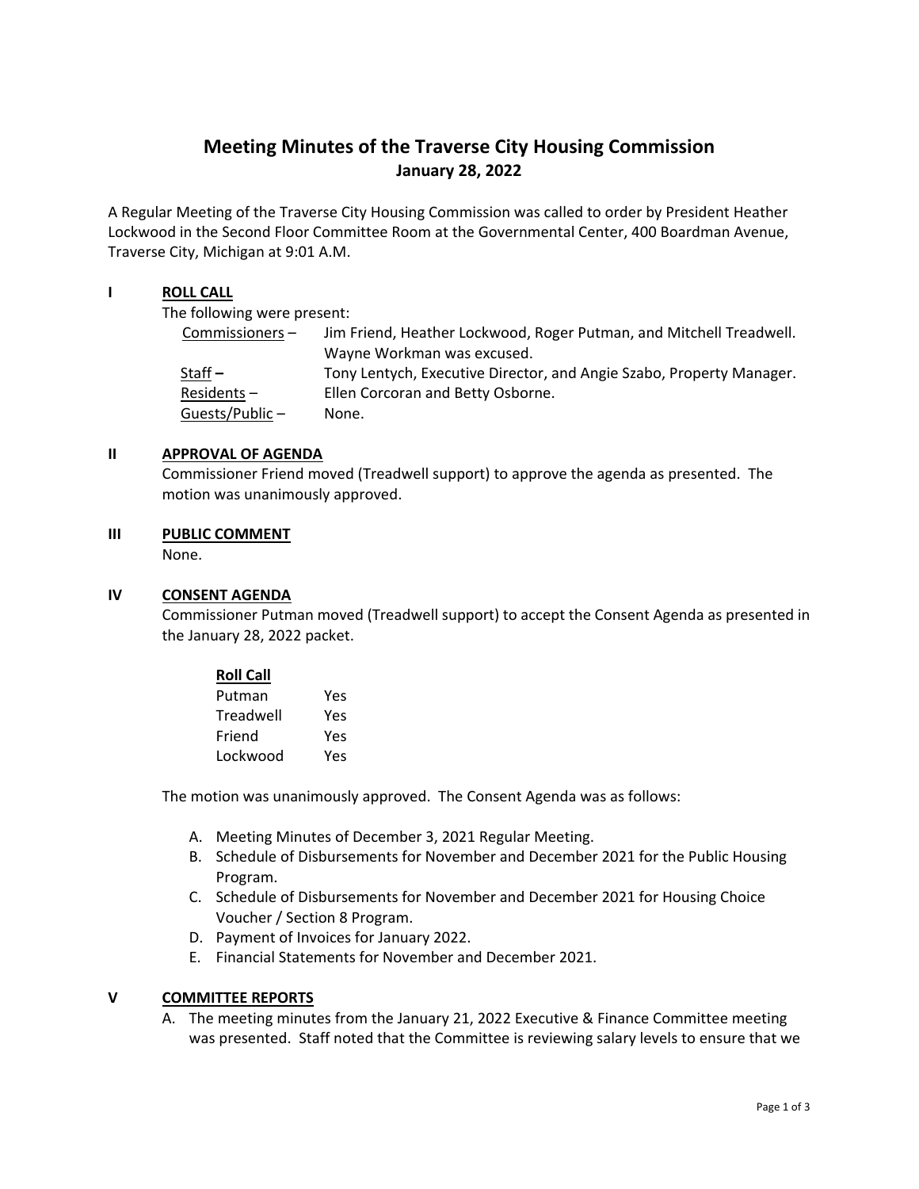# Meeting Minutes of the Traverse City Housing Commission

**January 28, 2022**

A Regular Meeting of the Traverse City Housing Commission was called to order by President Heather Lockwood in the Second Floor Committee Room at the Governmental Center, 400 Boardman Avenue, Traverse City, Michigan at 9:01 A.M.

## I ROLL CALL

The following were present:

| | |
|---|---|
| Commissioners – | Jim Friend, Heather Lockwood, Roger Putman, and Mitchell Treadwell. Wayne Workman was excused. |
| Staff – | Tony Lentych, Executive Director, and Angie Szabo, Property Manager. |
| Residents – | Ellen Corcoran and Betty Osborne. |
| Guests/Public – | None. |

## II APPROVAL OF AGENDA

Commissioner Friend moved (Treadwell support) to approve the agenda as presented. The motion was unanimously approved.

## III PUBLIC COMMENT

None.

## IV CONSENT AGENDA

Commissioner Putman moved (Treadwell support) to accept the Consent Agenda as presented in the January 28, 2022 packet.

**Roll Call**

| | |
|---|---|
| Putman | Yes |
| Treadwell | Yes |
| Friend | Yes |
| Lockwood | Yes |

The motion was unanimously approved. The Consent Agenda was as follows:

A. Meeting Minutes of December 3, 2021 Regular Meeting.
B. Schedule of Disbursements for November and December 2021 for the Public Housing Program.
C. Schedule of Disbursements for November and December 2021 for Housing Choice Voucher / Section 8 Program.
D. Payment of Invoices for January 2022.
E. Financial Statements for November and December 2021.

## V COMMITTEE REPORTS

A. The meeting minutes from the January 21, 2022 Executive & Finance Committee meeting was presented. Staff noted that the Committee is reviewing salary levels to ensure that we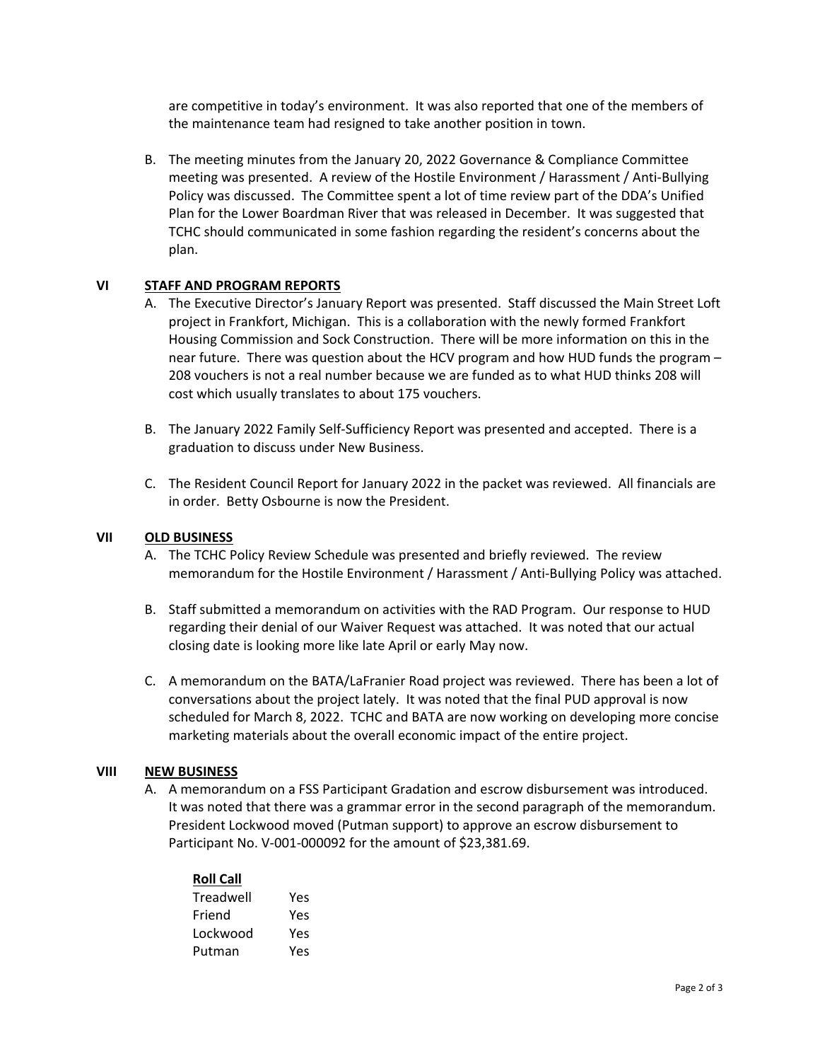are competitive in today's environment. It was also reported that one of the members of the maintenance team had resigned to take another position in town.

B. The meeting minutes from the January 20, 2022 Governance & Compliance Committee meeting was presented. A review of the Hostile Environment / Harassment / Anti-Bullying Policy was discussed. The Committee spent a lot of time review part of the DDA's Unified Plan for the Lower Boardman River that was released in December. It was suggested that TCHC should communicated in some fashion regarding the resident's concerns about the plan.

## VI STAFF AND PROGRAM REPORTS

A. The Executive Director's January Report was presented. Staff discussed the Main Street Loft project in Frankfort, Michigan. This is a collaboration with the newly formed Frankfort Housing Commission and Sock Construction. There will be more information on this in the near future. There was question about the HCV program and how HUD funds the program – 208 vouchers is not a real number because we are funded as to what HUD thinks 208 will cost which usually translates to about 175 vouchers.

B. The January 2022 Family Self-Sufficiency Report was presented and accepted. There is a graduation to discuss under New Business.

C. The Resident Council Report for January 2022 in the packet was reviewed. All financials are in order. Betty Osbourne is now the President.

## VII OLD BUSINESS

A. The TCHC Policy Review Schedule was presented and briefly reviewed. The review memorandum for the Hostile Environment / Harassment / Anti-Bullying Policy was attached.

B. Staff submitted a memorandum on activities with the RAD Program. Our response to HUD regarding their denial of our Waiver Request was attached. It was noted that our actual closing date is looking more like late April or early May now.

C. A memorandum on the BATA/LaFranier Road project was reviewed. There has been a lot of conversations about the project lately. It was noted that the final PUD approval is now scheduled for March 8, 2022. TCHC and BATA are now working on developing more concise marketing materials about the overall economic impact of the entire project.

## VIII NEW BUSINESS

A. A memorandum on a FSS Participant Gradation and escrow disbursement was introduced. It was noted that there was a grammar error in the second paragraph of the memorandum. President Lockwood moved (Putman support) to approve an escrow disbursement to Participant No. V-001-000092 for the amount of $23,381.69.

**Roll Call**

| | |
|---|---|
| Treadwell | Yes |
| Friend | Yes |
| Lockwood | Yes |
| Putman | Yes |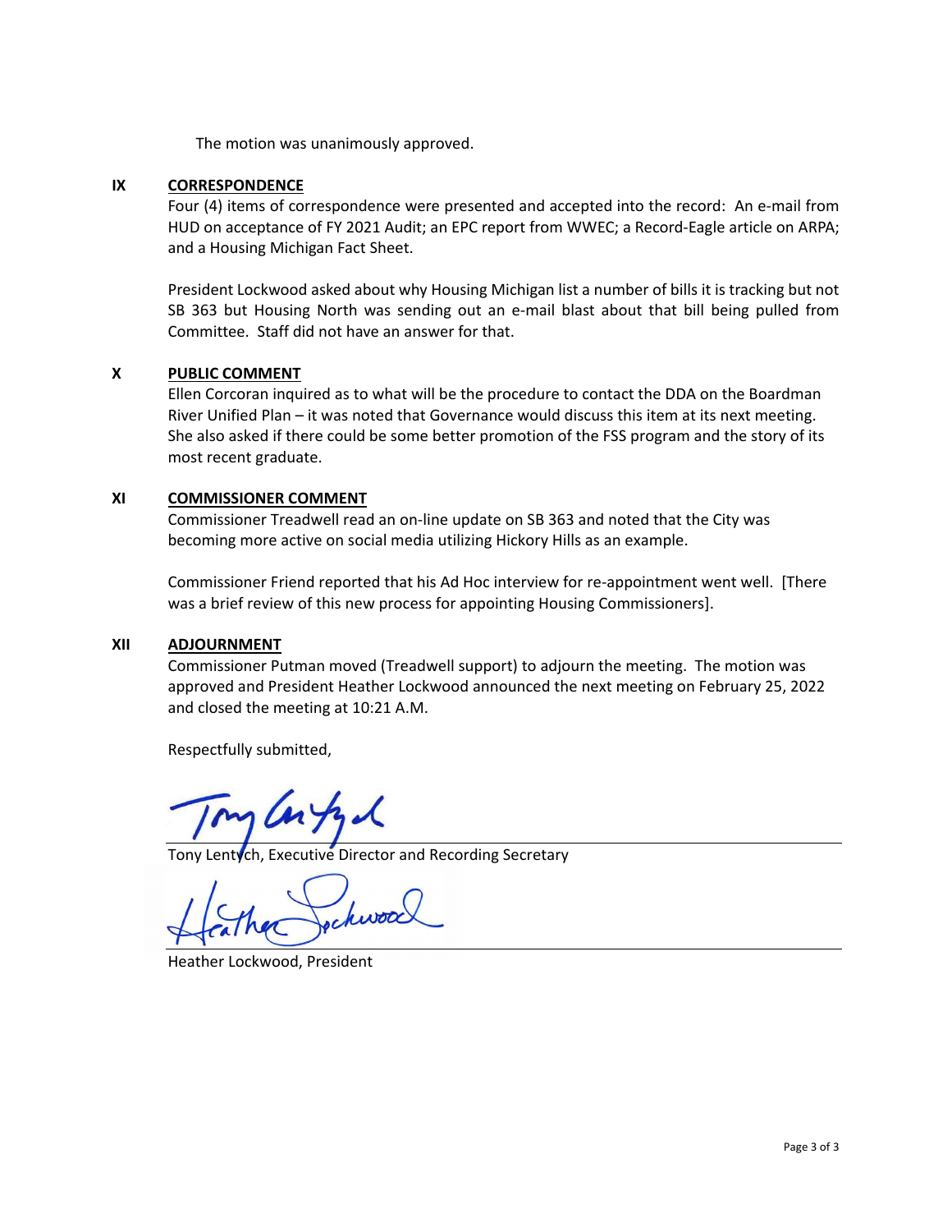The motion was unanimously approved.

## IX CORRESPONDENCE

Four (4) items of correspondence were presented and accepted into the record: An e-mail from HUD on acceptance of FY 2021 Audit; an EPC report from WWEC; a Record-Eagle article on ARPA; and a Housing Michigan Fact Sheet.

President Lockwood asked about why Housing Michigan list a number of bills it is tracking but not SB 363 but Housing North was sending out an e-mail blast about that bill being pulled from Committee. Staff did not have an answer for that.

## X PUBLIC COMMENT

Ellen Corcoran inquired as to what will be the procedure to contact the DDA on the Boardman River Unified Plan – it was noted that Governance would discuss this item at its next meeting. She also asked if there could be some better promotion of the FSS program and the story of its most recent graduate.

## XI COMMISSIONER COMMENT

Commissioner Treadwell read an on-line update on SB 363 and noted that the City was becoming more active on social media utilizing Hickory Hills as an example.

Commissioner Friend reported that his Ad Hoc interview for re-appointment went well. [There was a brief review of this new process for appointing Housing Commissioners].

## XII ADJOURNMENT

Commissioner Putman moved (Treadwell support) to adjourn the meeting. The motion was approved and President Heather Lockwood announced the next meeting on February 25, 2022 and closed the meeting at 10:21 A.M.

Respectfully submitted,

Tony Lentych, Executive Director and Recording Secretary

Heather Lockwood, President